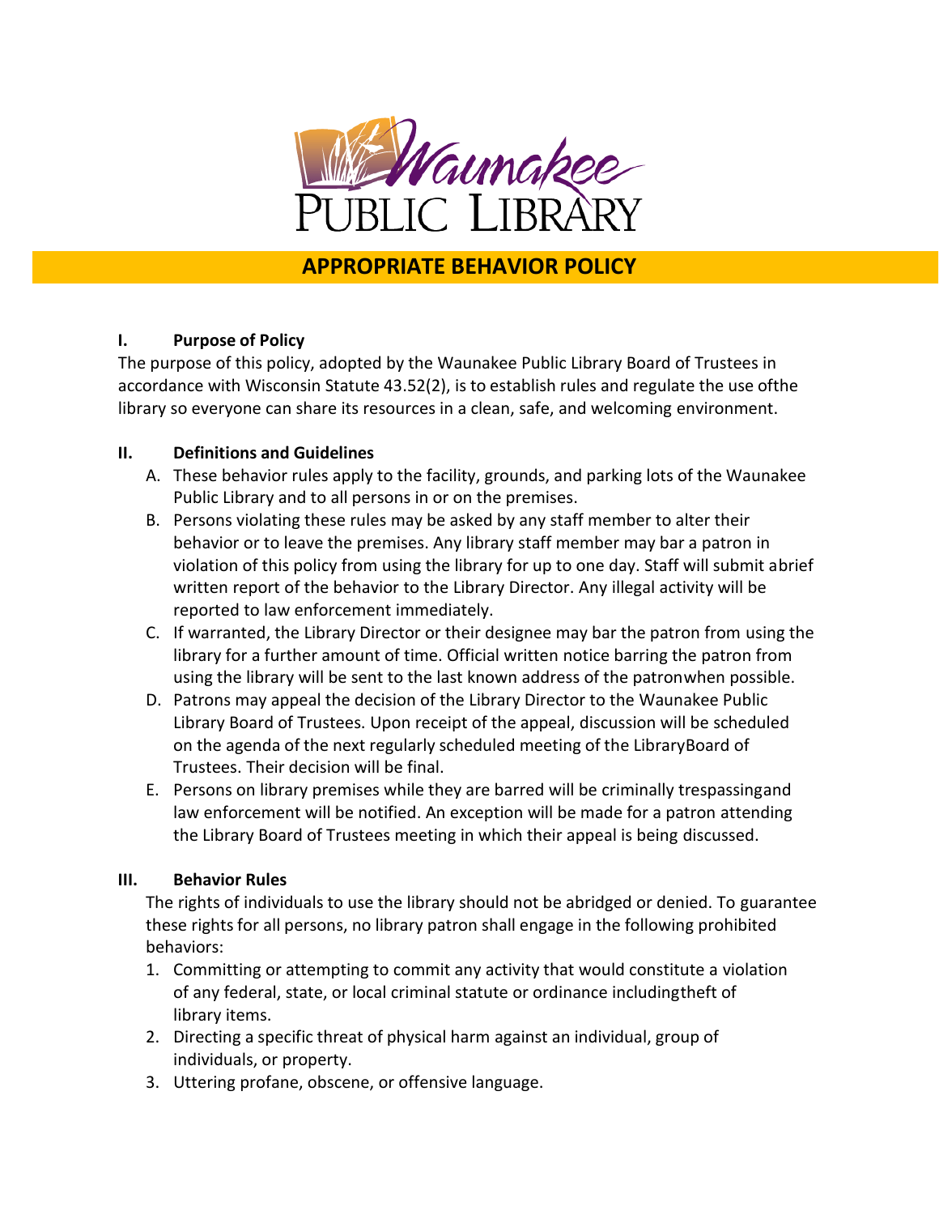Waunakee Public Library

# APPROPRIATE BEHAVIOR POLICY

## I. Purpose of Policy

The purpose of this policy, adopted by the Waunakee Public Library Board of Trustees in accordance with Wisconsin Statute 43.52(2), is to establish rules and regulate the use ofthe library so everyone can share its resources in a clean, safe, and welcoming environment.

## II. Definitions and Guidelines

A. These behavior rules apply to the facility, grounds, and parking lots of the Waunakee Public Library and to all persons in or on the premises.

B. Persons violating these rules may be asked by any staff member to alter their behavior or to leave the premises. Any library staff member may bar a patron in violation of this policy from using the library for up to one day. Staff will submit abrief written report of the behavior to the Library Director. Any illegal activity will be reported to law enforcement immediately.

C. If warranted, the Library Director or their designee may bar the patron from using the library for a further amount of time. Official written notice barring the patron from using the library will be sent to the last known address of the patronwhen possible.

D. Patrons may appeal the decision of the Library Director to the Waunakee Public Library Board of Trustees. Upon receipt of the appeal, discussion will be scheduled on the agenda of the next regularly scheduled meeting of the LibraryBoard of Trustees. Their decision will be final.

E. Persons on library premises while they are barred will be criminally trespassingand law enforcement will be notified. An exception will be made for a patron attending the Library Board of Trustees meeting in which their appeal is being discussed.

## III. Behavior Rules

The rights of individuals to use the library should not be abridged or denied. To guarantee these rights for all persons, no library patron shall engage in the following prohibited behaviors:

1. Committing or attempting to commit any activity that would constitute a violation of any federal, state, or local criminal statute or ordinance includingtheft of library items.
2. Directing a specific threat of physical harm against an individual, group of individuals, or property.
3. Uttering profane, obscene, or offensive language.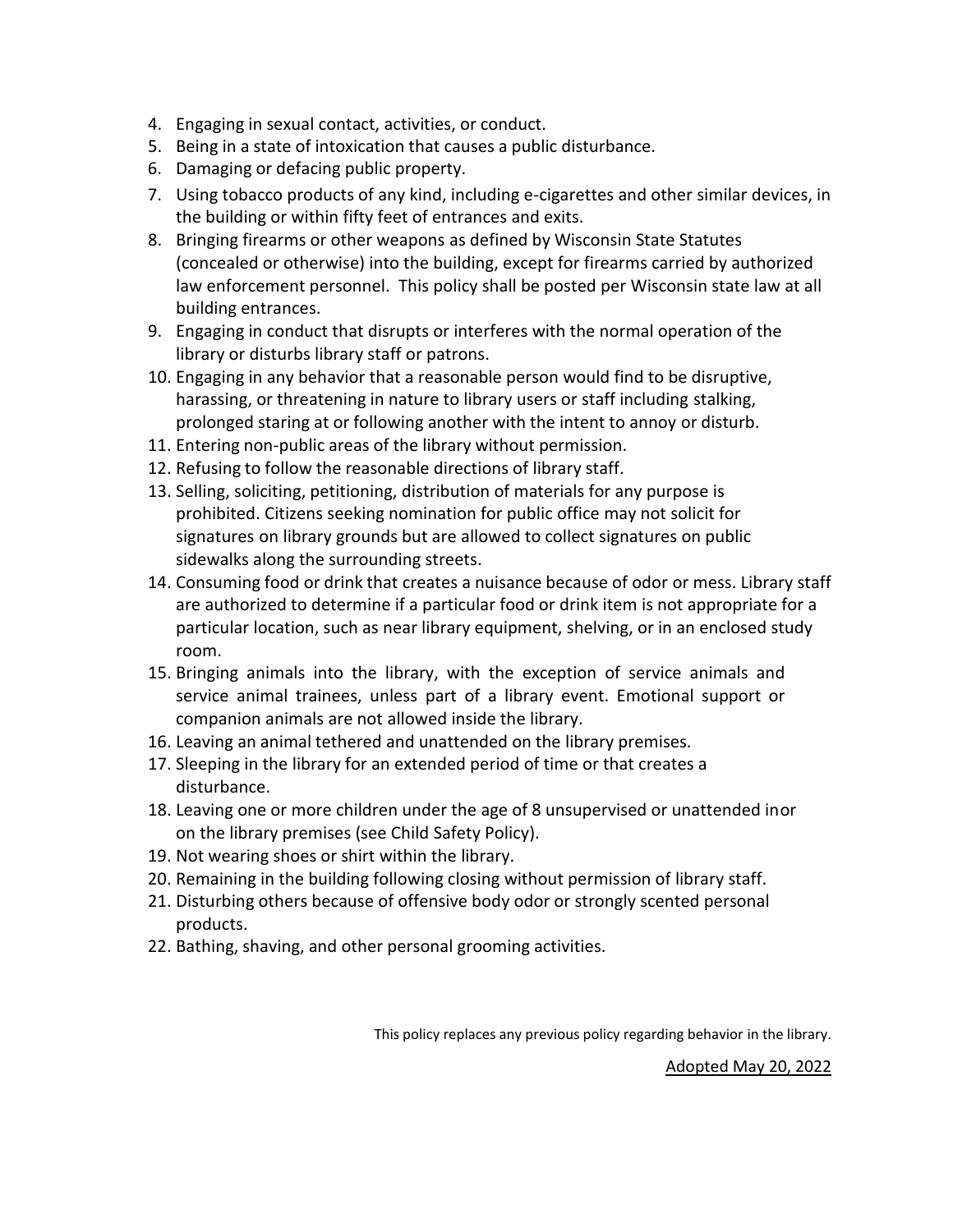4. Engaging in sexual contact, activities, or conduct.
5. Being in a state of intoxication that causes a public disturbance.
6. Damaging or defacing public property.
7. Using tobacco products of any kind, including e-cigarettes and other similar devices, in the building or within fifty feet of entrances and exits.
8. Bringing firearms or other weapons as defined by Wisconsin State Statutes (concealed or otherwise) into the building, except for firearms carried by authorized law enforcement personnel. This policy shall be posted per Wisconsin state law at all building entrances.
9. Engaging in conduct that disrupts or interferes with the normal operation of the library or disturbs library staff or patrons.
10. Engaging in any behavior that a reasonable person would find to be disruptive, harassing, or threatening in nature to library users or staff including stalking, prolonged staring at or following another with the intent to annoy or disturb.
11. Entering non-public areas of the library without permission.
12. Refusing to follow the reasonable directions of library staff.
13. Selling, soliciting, petitioning, distribution of materials for any purpose is prohibited. Citizens seeking nomination for public office may not solicit for signatures on library grounds but are allowed to collect signatures on public sidewalks along the surrounding streets.
14. Consuming food or drink that creates a nuisance because of odor or mess. Library staff are authorized to determine if a particular food or drink item is not appropriate for a particular location, such as near library equipment, shelving, or in an enclosed study room.
15. Bringing animals into the library, with the exception of service animals and service animal trainees, unless part of a library event. Emotional support or companion animals are not allowed inside the library.
16. Leaving an animal tethered and unattended on the library premises.
17. Sleeping in the library for an extended period of time or that creates a disturbance.
18. Leaving one or more children under the age of 8 unsupervised or unattended inor on the library premises (see Child Safety Policy).
19. Not wearing shoes or shirt within the library.
20. Remaining in the building following closing without permission of library staff.
21. Disturbing others because of offensive body odor or strongly scented personal products.
22. Bathing, shaving, and other personal grooming activities.

This policy replaces any previous policy regarding behavior in the library.

Adopted May 20, 2022